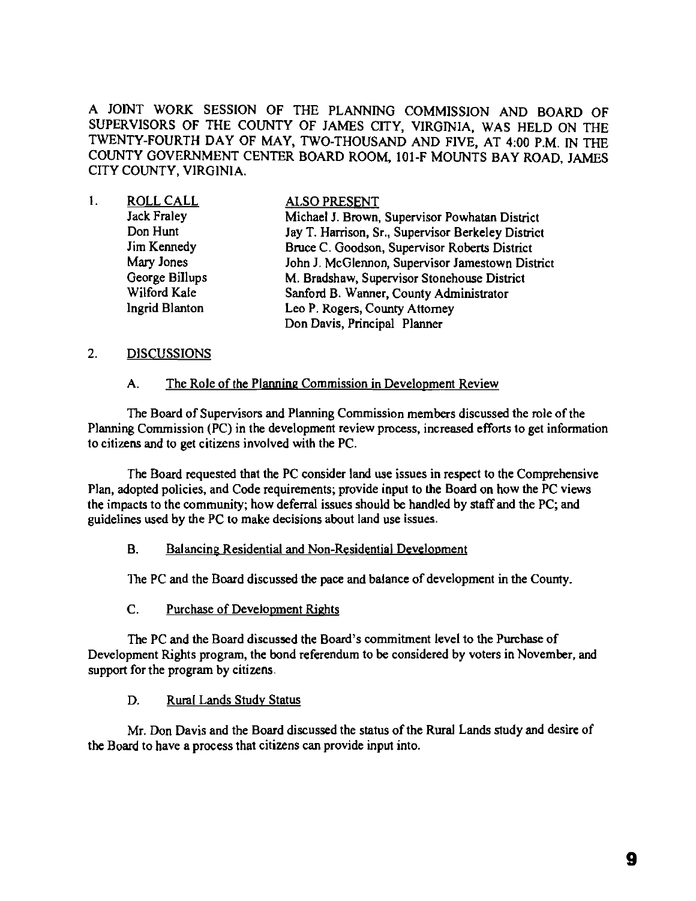A JOINT WORK SESSION OF THE PLANNING COMMISSION AND BOARD OF SUPERVISORS OF THE COUNTY OF JAMES CITY, VIRGINIA, WAS HELD ON THE TWENTY-FOURTH DAY OF MAY, TWO-THOUSAND AND FIVE, AT 4:00 P.M. IN THE COUNTY GOVERNMENT CENTER BOARD ROOM, 101-F MOUNTS BAY ROAD, JAMES CITY COUNTY, VIRGINIA.

1. <u>ROLL CALL</u>

| ROLL CALL | ALSO PRESENT |
|---|---|
| Jack Fraley | Michael J. Brown, Supervisor Powhatan District |
| Don Hunt | Jay T. Harrison, Sr., Supervisor Berkeley District |
| Jim Kennedy | Bruce C. Goodson, Supervisor Roberts District |
| Mary Jones | John J. McGlennon, Supervisor Jamestown District |
| George Billups | M. Bradshaw, Supervisor Stonehouse District |
| Wilford Kale | Sanford B. Wanner, County Administrator |
| Ingrid Blanton | Leo P. Rogers, County Attorney |
| | Don Davis, Principal Planner |

2. <u>DISCUSSIONS</u>

A. <u>The Role of the Planning Commission in Development Review</u>

The Board of Supervisors and Planning Commission members discussed the role of the Planning Commission (PC) in the development review process, increased efforts to get information to citizens and to get citizens involved with the PC.

The Board requested that the PC consider land use issues in respect to the Comprehensive Plan, adopted policies, and Code requirements; provide input to the Board on how the PC views the impacts to the community; how deferral issues should be handled by staff and the PC; and guidelines used by the PC to make decisions about land use issues.

B. <u>Balancing Residential and Non-Residential Development</u>

The PC and the Board discussed the pace and balance of development in the County.

C. <u>Purchase of Development Rights</u>

The PC and the Board discussed the Board's commitment level to the Purchase of Development Rights program, the bond referendum to be considered by voters in November, and support for the program by citizens.

D. <u>Rural Lands Study Status</u>

Mr. Don Davis and the Board discussed the status of the Rural Lands study and desire of the Board to have a process that citizens can provide input into.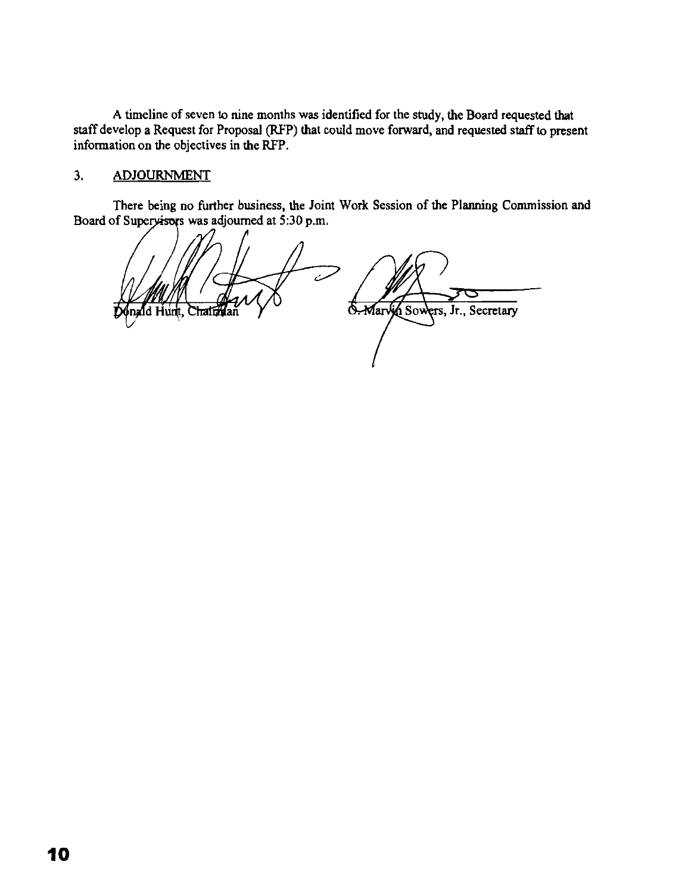A timeline of seven to nine months was identified for the study, the Board requested that staff develop a Request for Proposal (RFP) that could move forward, and requested staff to present information on the objectives in the RFP.

## 3. ADJOURNMENT

There being no further business, the Joint Work Session of the Planning Commission and Board of Supervisors was adjourned at 5:30 p.m.

Donald Hunt, Chairman

O. Marvin Sowers, Jr., Secretary